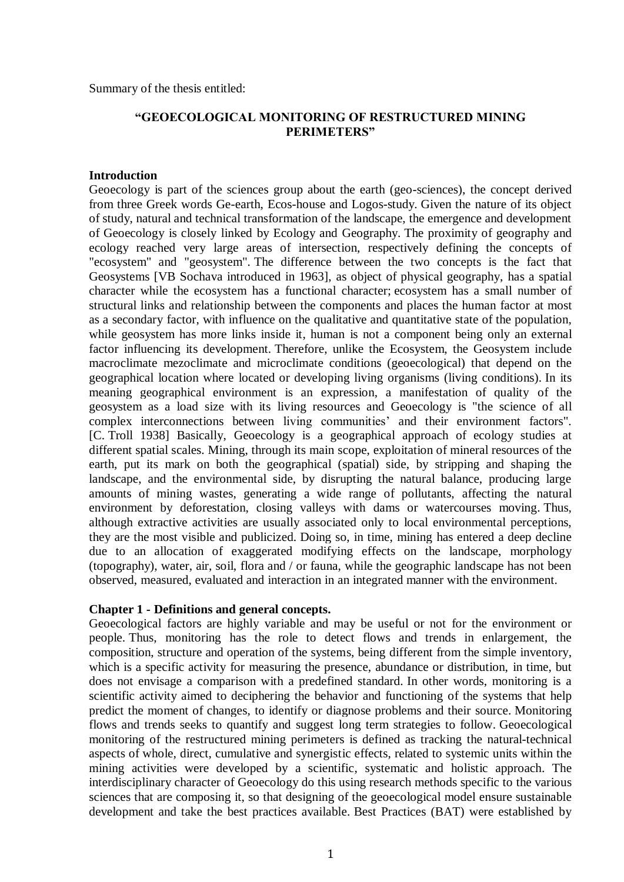Summary of the thesis entitled:

# "GEOECOLOGICAL MONITORING OF RESTRUCTURED MINING PERIMETERS"

## Introduction

Geoecology is part of the sciences group about the earth (geo-sciences), the concept derived from three Greek words Ge-earth, Ecos-house and Logos-study. Given the nature of its object of study, natural and technical transformation of the landscape, the emergence and development of Geoecology is closely linked by Ecology and Geography. The proximity of geography and ecology reached very large areas of intersection, respectively defining the concepts of "ecosystem" and "geosystem". The difference between the two concepts is the fact that Geosystems [VB Sochava introduced in 1963], as object of physical geography, has a spatial character while the ecosystem has a functional character; ecosystem has a small number of structural links and relationship between the components and places the human factor at most as a secondary factor, with influence on the qualitative and quantitative state of the population, while geosystem has more links inside it, human is not a component being only an external factor influencing its development. Therefore, unlike the Ecosystem, the Geosystem include macroclimate mezoclimate and microclimate conditions (geoecological) that depend on the geographical location where located or developing living organisms (living conditions). In its meaning geographical environment is an expression, a manifestation of quality of the geosystem as a load size with its living resources and Geoecology is "the science of all complex interconnections between living communities' and their environment factors". [C. Troll 1938] Basically, Geoecology is a geographical approach of ecology studies at different spatial scales. Mining, through its main scope, exploitation of mineral resources of the earth, put its mark on both the geographical (spatial) side, by stripping and shaping the landscape, and the environmental side, by disrupting the natural balance, producing large amounts of mining wastes, generating a wide range of pollutants, affecting the natural environment by deforestation, closing valleys with dams or watercourses moving. Thus, although extractive activities are usually associated only to local environmental perceptions, they are the most visible and publicized. Doing so, in time, mining has entered a deep decline due to an allocation of exaggerated modifying effects on the landscape, morphology (topography), water, air, soil, flora and / or fauna, while the geographic landscape has not been observed, measured, evaluated and interaction in an integrated manner with the environment.

## Chapter 1 - Definitions and general concepts.

Geoecological factors are highly variable and may be useful or not for the environment or people. Thus, monitoring has the role to detect flows and trends in enlargement, the composition, structure and operation of the systems, being different from the simple inventory, which is a specific activity for measuring the presence, abundance or distribution, in time, but does not envisage a comparison with a predefined standard. In other words, monitoring is a scientific activity aimed to deciphering the behavior and functioning of the systems that help predict the moment of changes, to identify or diagnose problems and their source. Monitoring flows and trends seeks to quantify and suggest long term strategies to follow. Geoecological monitoring of the restructured mining perimeters is defined as tracking the natural-technical aspects of whole, direct, cumulative and synergistic effects, related to systemic units within the mining activities were developed by a scientific, systematic and holistic approach. The interdisciplinary character of Geoecology do this using research methods specific to the various sciences that are composing it, so that designing of the geoecological model ensure sustainable development and take the best practices available. Best Practices (BAT) were established by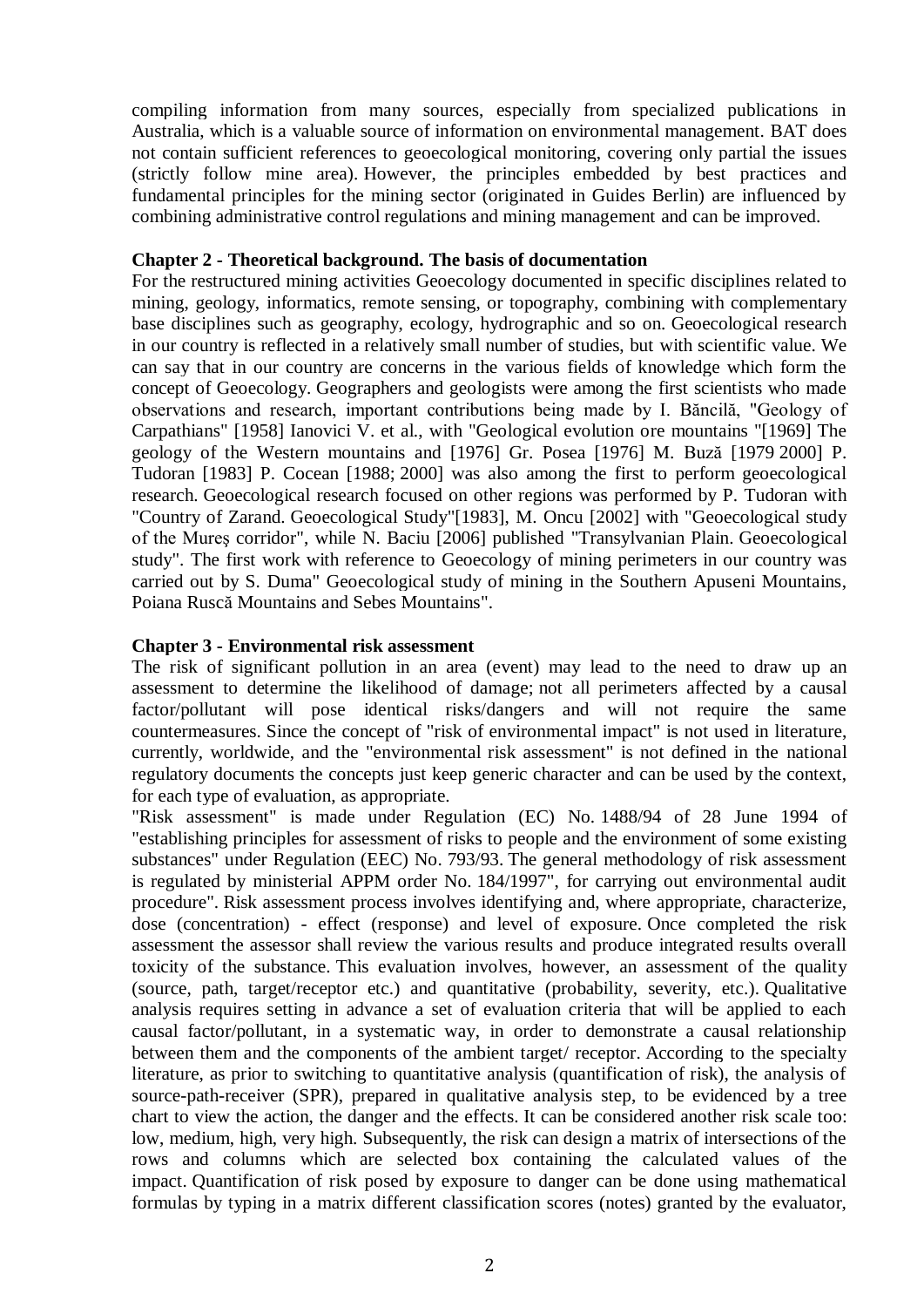compiling information from many sources, especially from specialized publications in Australia, which is a valuable source of information on environmental management. BAT does not contain sufficient references to geoecological monitoring, covering only partial the issues (strictly follow mine area). However, the principles embedded by best practices and fundamental principles for the mining sector (originated in Guides Berlin) are influenced by combining administrative control regulations and mining management and can be improved.

## Chapter 2 - Theoretical background. The basis of documentation

For the restructured mining activities Geoecology documented in specific disciplines related to mining, geology, informatics, remote sensing, or topography, combining with complementary base disciplines such as geography, ecology, hydrographic and so on. Geoecological research in our country is reflected in a relatively small number of studies, but with scientific value. We can say that in our country are concerns in the various fields of knowledge which form the concept of Geoecology. Geographers and geologists were among the first scientists who made observations and research, important contributions being made by I. Băncilă, "Geology of Carpathians" [1958] Ianovici V. et al., with "Geological evolution ore mountains "[1969] The geology of the Western mountains and [1976] Gr. Posea [1976] M. Buză [1979 2000] P. Tudoran [1983] P. Cocean [1988; 2000] was also among the first to perform geoecological research. Geoecological research focused on other regions was performed by P. Tudoran with "Country of Zarand. Geoecological Study"[1983], M. Oncu [2002] with "Geoecological study of the Mureş corridor", while N. Baciu [2006] published "Transylvanian Plain. Geoecological study". The first work with reference to Geoecology of mining perimeters in our country was carried out by S. Duma" Geoecological study of mining in the Southern Apuseni Mountains, Poiana Ruscă Mountains and Sebes Mountains".

## Chapter 3 - Environmental risk assessment

The risk of significant pollution in an area (event) may lead to the need to draw up an assessment to determine the likelihood of damage; not all perimeters affected by a causal factor/pollutant will pose identical risks/dangers and will not require the same countermeasures. Since the concept of "risk of environmental impact" is not used in literature, currently, worldwide, and the "environmental risk assessment" is not defined in the national regulatory documents the concepts just keep generic character and can be used by the context, for each type of evaluation, as appropriate.

"Risk assessment" is made under Regulation (EC) No. 1488/94 of 28 June 1994 of "establishing principles for assessment of risks to people and the environment of some existing substances" under Regulation (EEC) No. 793/93. The general methodology of risk assessment is regulated by ministerial APPM order No. 184/1997", for carrying out environmental audit procedure". Risk assessment process involves identifying and, where appropriate, characterize, dose (concentration) - effect (response) and level of exposure. Once completed the risk assessment the assessor shall review the various results and produce integrated results overall toxicity of the substance. This evaluation involves, however, an assessment of the quality (source, path, target/receptor etc.) and quantitative (probability, severity, etc.). Qualitative analysis requires setting in advance a set of evaluation criteria that will be applied to each causal factor/pollutant, in a systematic way, in order to demonstrate a causal relationship between them and the components of the ambient target/ receptor. According to the specialty literature, as prior to switching to quantitative analysis (quantification of risk), the analysis of source-path-receiver (SPR), prepared in qualitative analysis step, to be evidenced by a tree chart to view the action, the danger and the effects. It can be considered another risk scale too: low, medium, high, very high. Subsequently, the risk can design a matrix of intersections of the rows and columns which are selected box containing the calculated values of the impact. Quantification of risk posed by exposure to danger can be done using mathematical formulas by typing in a matrix different classification scores (notes) granted by the evaluator,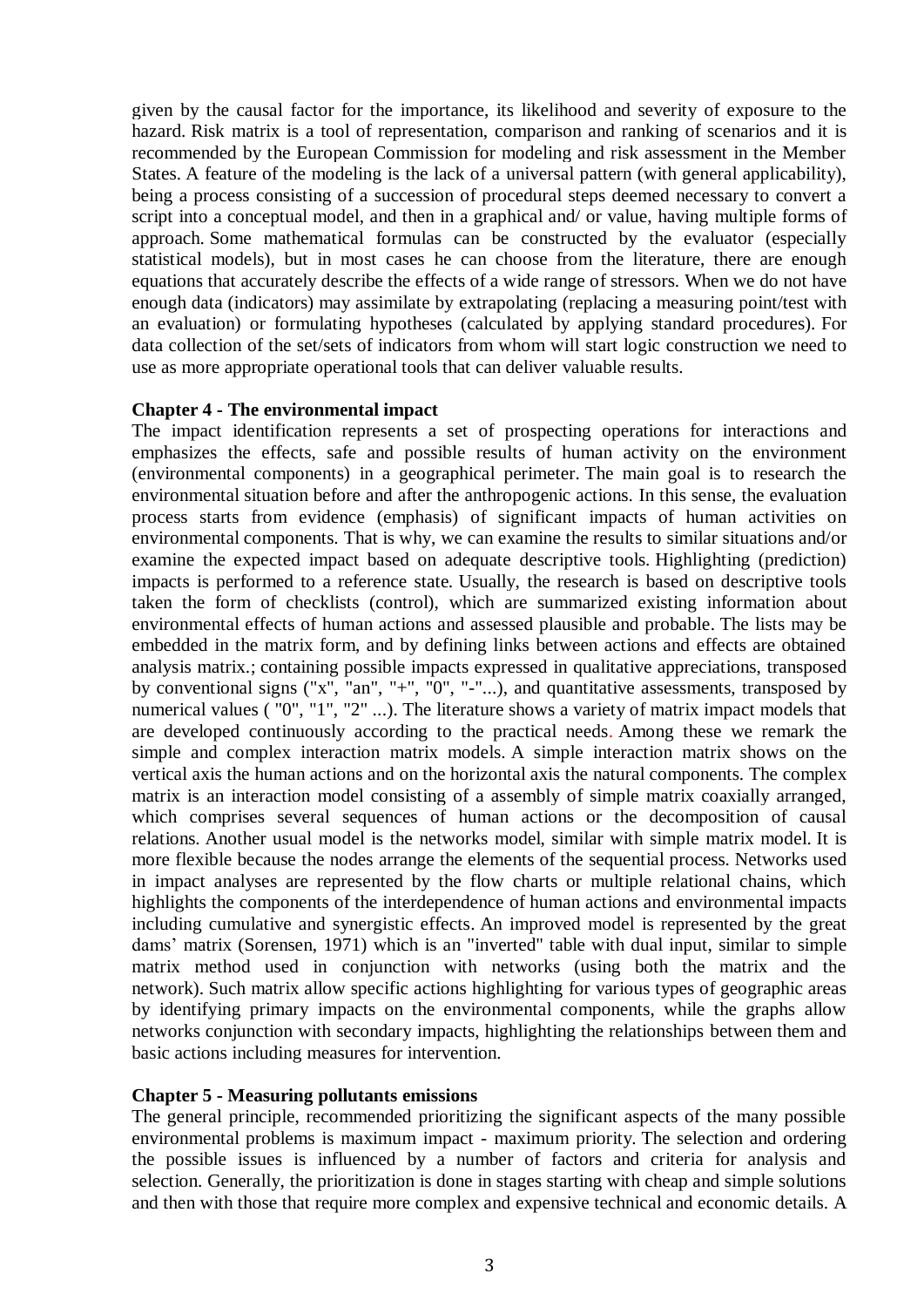given by the causal factor for the importance, its likelihood and severity of exposure to the hazard. Risk matrix is a tool of representation, comparison and ranking of scenarios and it is recommended by the European Commission for modeling and risk assessment in the Member States. A feature of the modeling is the lack of a universal pattern (with general applicability), being a process consisting of a succession of procedural steps deemed necessary to convert a script into a conceptual model, and then in a graphical and/ or value, having multiple forms of approach. Some mathematical formulas can be constructed by the evaluator (especially statistical models), but in most cases he can choose from the literature, there are enough equations that accurately describe the effects of a wide range of stressors. When we do not have enough data (indicators) may assimilate by extrapolating (replacing a measuring point/test with an evaluation) or formulating hypotheses (calculated by applying standard procedures). For data collection of the set/sets of indicators from whom will start logic construction we need to use as more appropriate operational tools that can deliver valuable results.

**Chapter 4 - The environmental impact**

The impact identification represents a set of prospecting operations for interactions and emphasizes the effects, safe and possible results of human activity on the environment (environmental components) in a geographical perimeter. The main goal is to research the environmental situation before and after the anthropogenic actions. In this sense, the evaluation process starts from evidence (emphasis) of significant impacts of human activities on environmental components. That is why, we can examine the results to similar situations and/or examine the expected impact based on adequate descriptive tools. Highlighting (prediction) impacts is performed to a reference state. Usually, the research is based on descriptive tools taken the form of checklists (control), which are summarized existing information about environmental effects of human actions and assessed plausible and probable. The lists may be embedded in the matrix form, and by defining links between actions and effects are obtained analysis matrix.; containing possible impacts expressed in qualitative appreciations, transposed by conventional signs ("x", "an", "+", "0", "-"...), and quantitative assessments, transposed by numerical values ( "0", "1", "2" ...). The literature shows a variety of matrix impact models that are developed continuously according to the practical needs. Among these we remark the simple and complex interaction matrix models. A simple interaction matrix shows on the vertical axis the human actions and on the horizontal axis the natural components. The complex matrix is an interaction model consisting of a assembly of simple matrix coaxially arranged, which comprises several sequences of human actions or the decomposition of causal relations. Another usual model is the networks model, similar with simple matrix model. It is more flexible because the nodes arrange the elements of the sequential process. Networks used in impact analyses are represented by the flow charts or multiple relational chains, which highlights the components of the interdependence of human actions and environmental impacts including cumulative and synergistic effects. An improved model is represented by the great dams' matrix (Sorensen, 1971) which is an "inverted" table with dual input, similar to simple matrix method used in conjunction with networks (using both the matrix and the network). Such matrix allow specific actions highlighting for various types of geographic areas by identifying primary impacts on the environmental components, while the graphs allow networks conjunction with secondary impacts, highlighting the relationships between them and basic actions including measures for intervention.

**Chapter 5 - Measuring pollutants emissions**

The general principle, recommended prioritizing the significant aspects of the many possible environmental problems is maximum impact - maximum priority. The selection and ordering the possible issues is influenced by a number of factors and criteria for analysis and selection. Generally, the prioritization is done in stages starting with cheap and simple solutions and then with those that require more complex and expensive technical and economic details. A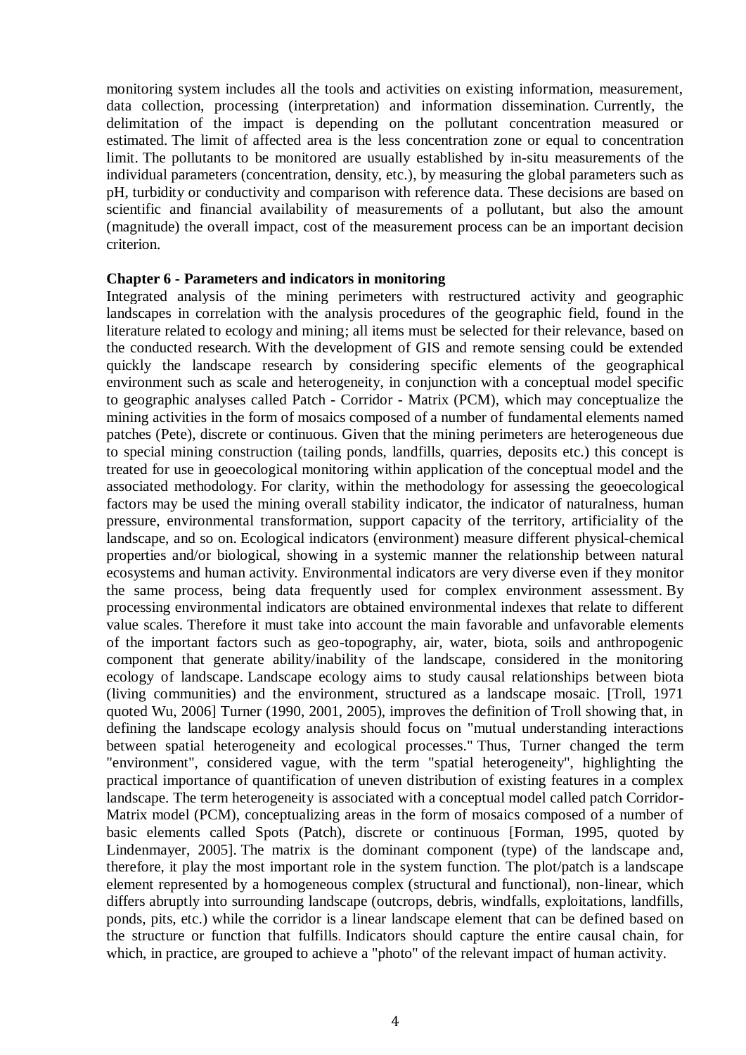monitoring system includes all the tools and activities on existing information, measurement, data collection, processing (interpretation) and information dissemination. Currently, the delimitation of the impact is depending on the pollutant concentration measured or estimated. The limit of affected area is the less concentration zone or equal to concentration limit. The pollutants to be monitored are usually established by in-situ measurements of the individual parameters (concentration, density, etc.), by measuring the global parameters such as pH, turbidity or conductivity and comparison with reference data. These decisions are based on scientific and financial availability of measurements of a pollutant, but also the amount (magnitude) the overall impact, cost of the measurement process can be an important decision criterion.

**Chapter 6 - Parameters and indicators in monitoring**

Integrated analysis of the mining perimeters with restructured activity and geographic landscapes in correlation with the analysis procedures of the geographic field, found in the literature related to ecology and mining; all items must be selected for their relevance, based on the conducted research. With the development of GIS and remote sensing could be extended quickly the landscape research by considering specific elements of the geographical environment such as scale and heterogeneity, in conjunction with a conceptual model specific to geographic analyses called Patch - Corridor - Matrix (PCM), which may conceptualize the mining activities in the form of mosaics composed of a number of fundamental elements named patches (Pete), discrete or continuous. Given that the mining perimeters are heterogeneous due to special mining construction (tailing ponds, landfills, quarries, deposits etc.) this concept is treated for use in geoecological monitoring within application of the conceptual model and the associated methodology. For clarity, within the methodology for assessing the geoecological factors may be used the mining overall stability indicator, the indicator of naturalness, human pressure, environmental transformation, support capacity of the territory, artificiality of the landscape, and so on. Ecological indicators (environment) measure different physical-chemical properties and/or biological, showing in a systemic manner the relationship between natural ecosystems and human activity. Environmental indicators are very diverse even if they monitor the same process, being data frequently used for complex environment assessment. By processing environmental indicators are obtained environmental indexes that relate to different value scales. Therefore it must take into account the main favorable and unfavorable elements of the important factors such as geo-topography, air, water, biota, soils and anthropogenic component that generate ability/inability of the landscape, considered in the monitoring ecology of landscape. Landscape ecology aims to study causal relationships between biota (living communities) and the environment, structured as a landscape mosaic. [Troll, 1971 quoted Wu, 2006] Turner (1990, 2001, 2005), improves the definition of Troll showing that, in defining the landscape ecology analysis should focus on "mutual understanding interactions between spatial heterogeneity and ecological processes." Thus, Turner changed the term "environment", considered vague, with the term "spatial heterogeneity", highlighting the practical importance of quantification of uneven distribution of existing features in a complex landscape. The term heterogeneity is associated with a conceptual model called patch Corridor-Matrix model (PCM), conceptualizing areas in the form of mosaics composed of a number of basic elements called Spots (Patch), discrete or continuous [Forman, 1995, quoted by Lindenmayer, 2005]. The matrix is the dominant component (type) of the landscape and, therefore, it play the most important role in the system function. The plot/patch is a landscape element represented by a homogeneous complex (structural and functional), non-linear, which differs abruptly into surrounding landscape (outcrops, debris, windfalls, exploitations, landfills, ponds, pits, etc.) while the corridor is a linear landscape element that can be defined based on the structure or function that fulfills. Indicators should capture the entire causal chain, for which, in practice, are grouped to achieve a "photo" of the relevant impact of human activity.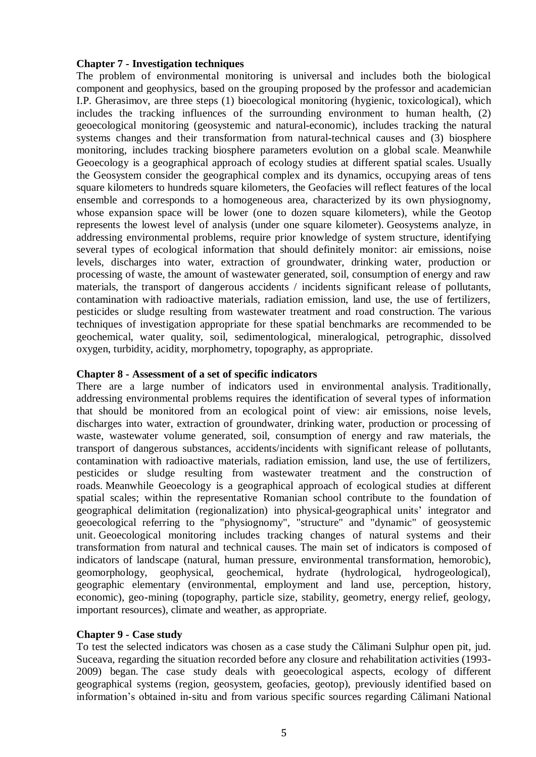**Chapter 7 - Investigation techniques**

The problem of environmental monitoring is universal and includes both the biological component and geophysics, based on the grouping proposed by the professor and academician I.P. Gherasimov, are three steps (1) bioecological monitoring (hygienic, toxicological), which includes the tracking influences of the surrounding environment to human health, (2) geoecological monitoring (geosystemic and natural-economic), includes tracking the natural systems changes and their transformation from natural-technical causes and (3) biosphere monitoring, includes tracking biosphere parameters evolution on a global scale. Meanwhile Geoecology is a geographical approach of ecology studies at different spatial scales. Usually the Geosystem consider the geographical complex and its dynamics, occupying areas of tens square kilometers to hundreds square kilometers, the Geofacies will reflect features of the local ensemble and corresponds to a homogeneous area, characterized by its own physiognomy, whose expansion space will be lower (one to dozen square kilometers), while the Geotop represents the lowest level of analysis (under one square kilometer). Geosystems analyze, in addressing environmental problems, require prior knowledge of system structure, identifying several types of ecological information that should definitely monitor: air emissions, noise levels, discharges into water, extraction of groundwater, drinking water, production or processing of waste, the amount of wastewater generated, soil, consumption of energy and raw materials, the transport of dangerous accidents / incidents significant release of pollutants, contamination with radioactive materials, radiation emission, land use, the use of fertilizers, pesticides or sludge resulting from wastewater treatment and road construction. The various techniques of investigation appropriate for these spatial benchmarks are recommended to be geochemical, water quality, soil, sedimentological, mineralogical, petrographic, dissolved oxygen, turbidity, acidity, morphometry, topography, as appropriate.

**Chapter 8 - Assessment of a set of specific indicators**

There are a large number of indicators used in environmental analysis. Traditionally, addressing environmental problems requires the identification of several types of information that should be monitored from an ecological point of view: air emissions, noise levels, discharges into water, extraction of groundwater, drinking water, production or processing of waste, wastewater volume generated, soil, consumption of energy and raw materials, the transport of dangerous substances, accidents/incidents with significant release of pollutants, contamination with radioactive materials, radiation emission, land use, the use of fertilizers, pesticides or sludge resulting from wastewater treatment and the construction of roads. Meanwhile Geoecology is a geographical approach of ecological studies at different spatial scales; within the representative Romanian school contribute to the foundation of geographical delimitation (regionalization) into physical-geographical units' integrator and geoecological referring to the "physiognomy", "structure" and "dynamic" of geosystemic unit. Geoecological monitoring includes tracking changes of natural systems and their transformation from natural and technical causes. The main set of indicators is composed of indicators of landscape (natural, human pressure, environmental transformation, hemorobic), geomorphology, geophysical, geochemical, hydrate (hydrological, hydrogeological), geographic elementary (environmental, employment and land use, perception, history, economic), geo-mining (topography, particle size, stability, geometry, energy relief, geology, important resources), climate and weather, as appropriate.

**Chapter 9 - Case study**

To test the selected indicators was chosen as a case study the Călimani Sulphur open pit, jud. Suceava, regarding the situation recorded before any closure and rehabilitation activities (1993-2009) began. The case study deals with geoecological aspects, ecology of different geographical systems (region, geosystem, geofacies, geotop), previously identified based on information's obtained in-situ and from various specific sources regarding Călimani National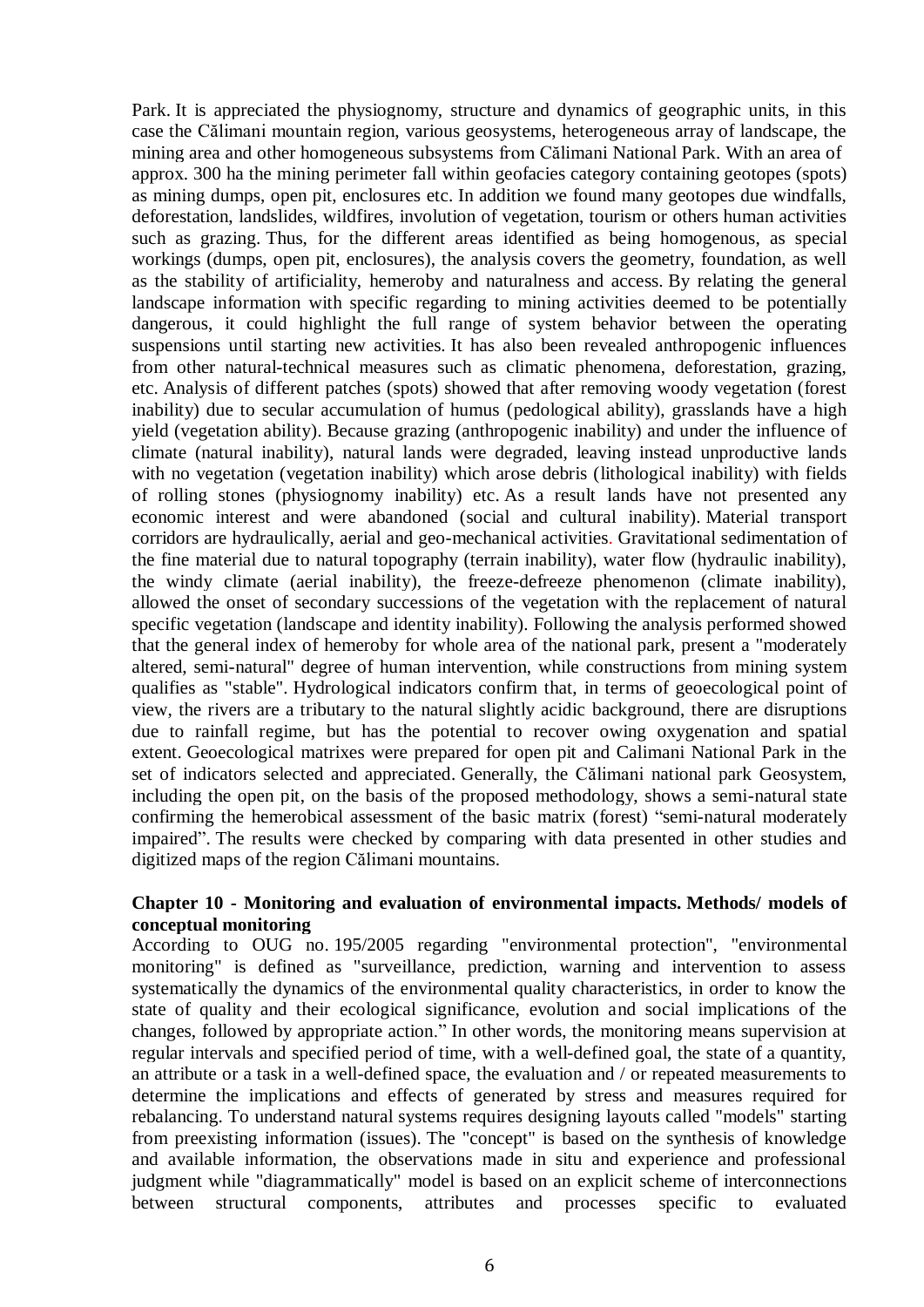Park. It is appreciated the physiognomy, structure and dynamics of geographic units, in this case the Călimani mountain region, various geosystems, heterogeneous array of landscape, the mining area and other homogeneous subsystems from Călimani National Park. With an area of approx. 300 ha the mining perimeter fall within geofacies category containing geotopes (spots) as mining dumps, open pit, enclosures etc. In addition we found many geotopes due windfalls, deforestation, landslides, wildfires, involution of vegetation, tourism or others human activities such as grazing. Thus, for the different areas identified as being homogenous, as special workings (dumps, open pit, enclosures), the analysis covers the geometry, foundation, as well as the stability of artificiality, hemeroby and naturalness and access. By relating the general landscape information with specific regarding to mining activities deemed to be potentially dangerous, it could highlight the full range of system behavior between the operating suspensions until starting new activities. It has also been revealed anthropogenic influences from other natural-technical measures such as climatic phenomena, deforestation, grazing, etc. Analysis of different patches (spots) showed that after removing woody vegetation (forest inability) due to secular accumulation of humus (pedological ability), grasslands have a high yield (vegetation ability). Because grazing (anthropogenic inability) and under the influence of climate (natural inability), natural lands were degraded, leaving instead unproductive lands with no vegetation (vegetation inability) which arose debris (lithological inability) with fields of rolling stones (physiognomy inability) etc. As a result lands have not presented any economic interest and were abandoned (social and cultural inability). Material transport corridors are hydraulically, aerial and geo-mechanical activities. Gravitational sedimentation of the fine material due to natural topography (terrain inability), water flow (hydraulic inability), the windy climate (aerial inability), the freeze-defreeze phenomenon (climate inability), allowed the onset of secondary successions of the vegetation with the replacement of natural specific vegetation (landscape and identity inability). Following the analysis performed showed that the general index of hemeroby for whole area of the national park, present a "moderately altered, semi-natural" degree of human intervention, while constructions from mining system qualifies as "stable". Hydrological indicators confirm that, in terms of geoecological point of view, the rivers are a tributary to the natural slightly acidic background, there are disruptions due to rainfall regime, but has the potential to recover owing oxygenation and spatial extent. Geoecological matrixes were prepared for open pit and Calimani National Park in the set of indicators selected and appreciated. Generally, the Călimani national park Geosystem, including the open pit, on the basis of the proposed methodology, shows a semi-natural state confirming the hemerobical assessment of the basic matrix (forest) "semi-natural moderately impaired". The results were checked by comparing with data presented in other studies and digitized maps of the region Călimani mountains.

**Chapter 10 - Monitoring and evaluation of environmental impacts. Methods/ models of conceptual monitoring**

According to OUG no. 195/2005 regarding "environmental protection", "environmental monitoring" is defined as "surveillance, prediction, warning and intervention to assess systematically the dynamics of the environmental quality characteristics, in order to know the state of quality and their ecological significance, evolution and social implications of the changes, followed by appropriate action." In other words, the monitoring means supervision at regular intervals and specified period of time, with a well-defined goal, the state of a quantity, an attribute or a task in a well-defined space, the evaluation and / or repeated measurements to determine the implications and effects of generated by stress and measures required for rebalancing. To understand natural systems requires designing layouts called "models" starting from preexisting information (issues). The "concept" is based on the synthesis of knowledge and available information, the observations made in situ and experience and professional judgment while "diagrammatically" model is based on an explicit scheme of interconnections between structural components, attributes and processes specific to evaluated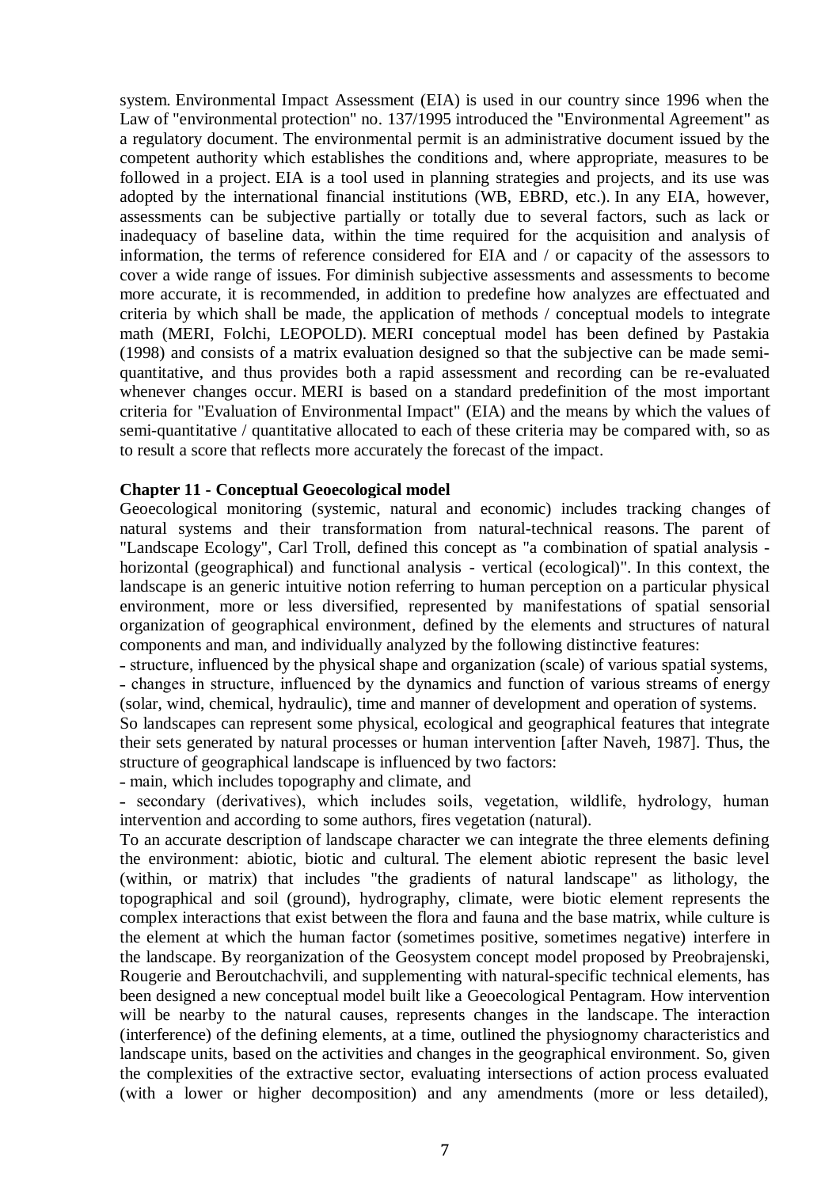system. Environmental Impact Assessment (EIA) is used in our country since 1996 when the Law of "environmental protection" no. 137/1995 introduced the "Environmental Agreement" as a regulatory document. The environmental permit is an administrative document issued by the competent authority which establishes the conditions and, where appropriate, measures to be followed in a project. EIA is a tool used in planning strategies and projects, and its use was adopted by the international financial institutions (WB, EBRD, etc.). In any EIA, however, assessments can be subjective partially or totally due to several factors, such as lack or inadequacy of baseline data, within the time required for the acquisition and analysis of information, the terms of reference considered for EIA and / or capacity of the assessors to cover a wide range of issues. For diminish subjective assessments and assessments to become more accurate, it is recommended, in addition to predefine how analyzes are effectuated and criteria by which shall be made, the application of methods / conceptual models to integrate math (MERI, Folchi, LEOPOLD). MERI conceptual model has been defined by Pastakia (1998) and consists of a matrix evaluation designed so that the subjective can be made semi-quantitative, and thus provides both a rapid assessment and recording can be re-evaluated whenever changes occur. MERI is based on a standard predefinition of the most important criteria for "Evaluation of Environmental Impact" (EIA) and the means by which the values of semi-quantitative / quantitative allocated to each of these criteria may be compared with, so as to result a score that reflects more accurately the forecast of the impact.

**Chapter 11 - Conceptual Geoecological model**

Geoecological monitoring (systemic, natural and economic) includes tracking changes of natural systems and their transformation from natural-technical reasons. The parent of "Landscape Ecology", Carl Troll, defined this concept as "a combination of spatial analysis - horizontal (geographical) and functional analysis - vertical (ecological)". In this context, the landscape is an generic intuitive notion referring to human perception on a particular physical environment, more or less diversified, represented by manifestations of spatial sensorial organization of geographical environment, defined by the elements and structures of natural components and man, and individually analyzed by the following distinctive features:

- structure, influenced by the physical shape and organization (scale) of various spatial systems,
- changes in structure, influenced by the dynamics and function of various streams of energy (solar, wind, chemical, hydraulic), time and manner of development and operation of systems.

So landscapes can represent some physical, ecological and geographical features that integrate their sets generated by natural processes or human intervention [after Naveh, 1987]. Thus, the structure of geographical landscape is influenced by two factors:

- main, which includes topography and climate, and
- secondary (derivatives), which includes soils, vegetation, wildlife, hydrology, human intervention and according to some authors, fires vegetation (natural).

To an accurate description of landscape character we can integrate the three elements defining the environment: abiotic, biotic and cultural. The element abiotic represent the basic level (within, or matrix) that includes "the gradients of natural landscape" as lithology, the topographical and soil (ground), hydrography, climate, were biotic element represents the complex interactions that exist between the flora and fauna and the base matrix, while culture is the element at which the human factor (sometimes positive, sometimes negative) interfere in the landscape. By reorganization of the Geosystem concept model proposed by Preobrajenski, Rougerie and Beroutchachvili, and supplementing with natural-specific technical elements, has been designed a new conceptual model built like a Geoecological Pentagram. How intervention will be nearby to the natural causes, represents changes in the landscape. The interaction (interference) of the defining elements, at a time, outlined the physiognomy characteristics and landscape units, based on the activities and changes in the geographical environment. So, given the complexities of the extractive sector, evaluating intersections of action process evaluated (with a lower or higher decomposition) and any amendments (more or less detailed),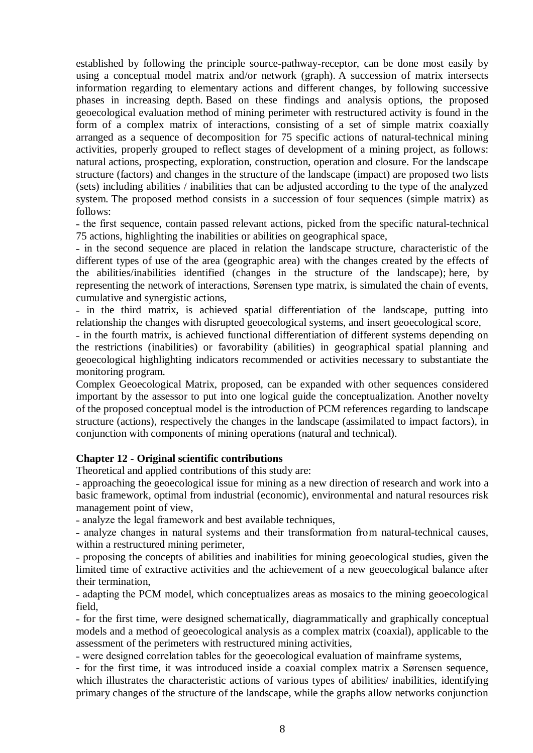established by following the principle source-pathway-receptor, can be done most easily by using a conceptual model matrix and/or network (graph). A succession of matrix intersects information regarding to elementary actions and different changes, by following successive phases in increasing depth. Based on these findings and analysis options, the proposed geoecological evaluation method of mining perimeter with restructured activity is found in the form of a complex matrix of interactions, consisting of a set of simple matrix coaxially arranged as a sequence of decomposition for 75 specific actions of natural-technical mining activities, properly grouped to reflect stages of development of a mining project, as follows: natural actions, prospecting, exploration, construction, operation and closure. For the landscape structure (factors) and changes in the structure of the landscape (impact) are proposed two lists (sets) including abilities / inabilities that can be adjusted according to the type of the analyzed system. The proposed method consists in a succession of four sequences (simple matrix) as follows:

- the first sequence, contain passed relevant actions, picked from the specific natural-technical 75 actions, highlighting the inabilities or abilities on geographical space,
- in the second sequence are placed in relation the landscape structure, characteristic of the different types of use of the area (geographic area) with the changes created by the effects of the abilities/inabilities identified (changes in the structure of the landscape); here, by representing the network of interactions, Sørensen type matrix, is simulated the chain of events, cumulative and synergistic actions,
- in the third matrix, is achieved spatial differentiation of the landscape, putting into relationship the changes with disrupted geoecological systems, and insert geoecological score,
- in the fourth matrix, is achieved functional differentiation of different systems depending on the restrictions (inabilities) or favorability (abilities) in geographical spatial planning and geoecological highlighting indicators recommended or activities necessary to substantiate the monitoring program.

Complex Geoecological Matrix, proposed, can be expanded with other sequences considered important by the assessor to put into one logical guide the conceptualization. Another novelty of the proposed conceptual model is the introduction of PCM references regarding to landscape structure (actions), respectively the changes in the landscape (assimilated to impact factors), in conjunction with components of mining operations (natural and technical).

**Chapter 12 - Original scientific contributions**

Theoretical and applied contributions of this study are:

- approaching the geoecological issue for mining as a new direction of research and work into a basic framework, optimal from industrial (economic), environmental and natural resources risk management point of view,
- analyze the legal framework and best available techniques,
- analyze changes in natural systems and their transformation from natural-technical causes, within a restructured mining perimeter,
- proposing the concepts of abilities and inabilities for mining geoecological studies, given the limited time of extractive activities and the achievement of a new geoecological balance after their termination,
- adapting the PCM model, which conceptualizes areas as mosaics to the mining geoecological field,
- for the first time, were designed schematically, diagrammatically and graphically conceptual models and a method of geoecological analysis as a complex matrix (coaxial), applicable to the assessment of the perimeters with restructured mining activities,
- were designed correlation tables for the geoecological evaluation of mainframe systems,
- for the first time, it was introduced inside a coaxial complex matrix a Sørensen sequence, which illustrates the characteristic actions of various types of abilities/ inabilities, identifying primary changes of the structure of the landscape, while the graphs allow networks conjunction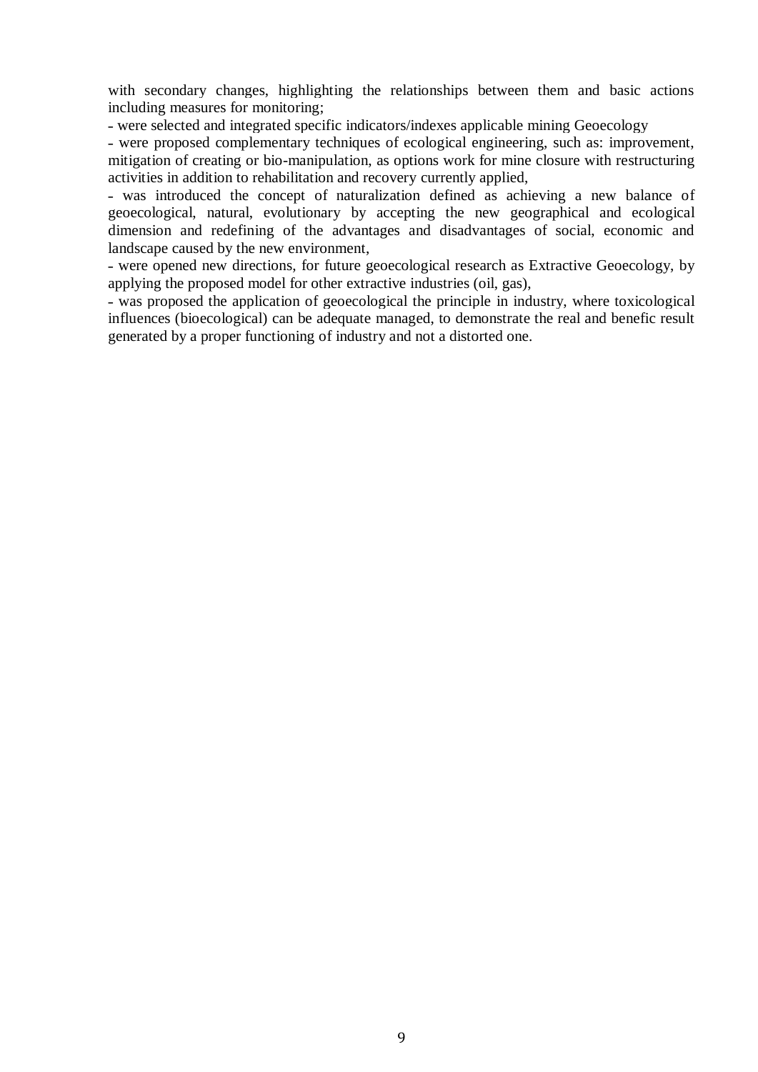with secondary changes, highlighting the relationships between them and basic actions including measures for monitoring;

- were selected and integrated specific indicators/indexes applicable mining Geoecology
- were proposed complementary techniques of ecological engineering, such as: improvement, mitigation of creating or bio-manipulation, as options work for mine closure with restructuring activities in addition to rehabilitation and recovery currently applied,
- was introduced the concept of naturalization defined as achieving a new balance of geoecological, natural, evolutionary by accepting the new geographical and ecological dimension and redefining of the advantages and disadvantages of social, economic and landscape caused by the new environment,
- were opened new directions, for future geoecological research as Extractive Geoecology, by applying the proposed model for other extractive industries (oil, gas),
- was proposed the application of geoecological the principle in industry, where toxicological influences (bioecological) can be adequate managed, to demonstrate the real and benefic result generated by a proper functioning of industry and not a distorted one.